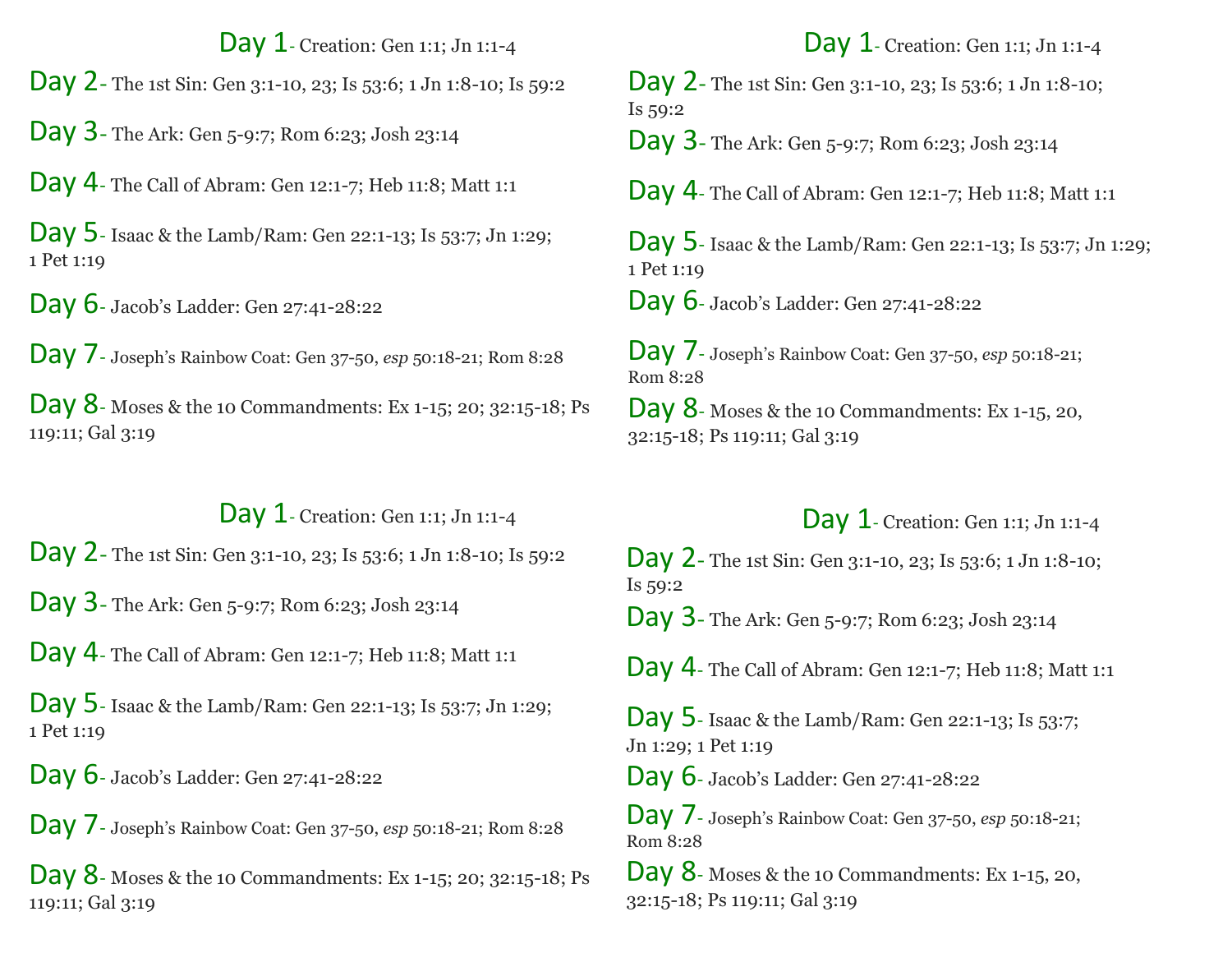**Day 1**- Creation: Gen 1:1; Jn 1:1-4

**Day 2**- The 1st Sin: Gen 3:1-10, 23; Is 53:6; 1 Jn 1:8-10; Is 59:2

**Day 3**- The Ark: Gen 5-9:7; Rom 6:23; Josh 23:14

**Day 4**- The Call of Abram: Gen 12:1-7; Heb 11:8; Matt 1:1

**Day 5**- Isaac & the Lamb/Ram: Gen 22:1-13; Is 53:7; Jn 1:29; 1 Pet 1:19

**Day 6**- Jacob's Ladder: Gen 27:41-28:22

**Day 7**- Joseph's Rainbow Coat: Gen 37-50, *esp* 50:18-21; Rom 8:28

**Day 8**- Moses & the 10 Commandments: Ex 1-15; 20; 32:15-18; Ps 119:11; Gal 3:19

**Day 1**- Creation: Gen 1:1; Jn 1:1-4

**Day 2**- The 1st Sin: Gen 3:1-10, 23; Is 53:6; 1 Jn 1:8-10; Is 59:2

**Day 3**- The Ark: Gen 5-9:7; Rom 6:23; Josh 23:14

**Day 4**- The Call of Abram: Gen 12:1-7; Heb 11:8; Matt 1:1

**Day 5**- Isaac & the Lamb/Ram: Gen 22:1-13; Is 53:7; Jn 1:29; 1 Pet 1:19

**Day 6**- Jacob's Ladder: Gen 27:41-28:22

**Day 7**- Joseph's Rainbow Coat: Gen 37-50, *esp* 50:18-21; Rom 8:28

**Day 8**- Moses & the 10 Commandments: Ex 1-15, 20, 32:15-18; Ps 119:11; Gal 3:19

**Day 1**- Creation: Gen 1:1; Jn 1:1-4

**Day 2**- The 1st Sin: Gen 3:1-10, 23; Is 53:6; 1 Jn 1:8-10; Is 59:2

**Day 3**- The Ark: Gen 5-9:7; Rom 6:23; Josh 23:14

**Day 4**- The Call of Abram: Gen 12:1-7; Heb 11:8; Matt 1:1

**Day 5**- Isaac & the Lamb/Ram: Gen 22:1-13; Is 53:7; Jn 1:29; 1 Pet 1:19

**Day 6**- Jacob's Ladder: Gen 27:41-28:22

**Day 7**- Joseph's Rainbow Coat: Gen 37-50, *esp* 50:18-21; Rom 8:28

**Day 8**- Moses & the 10 Commandments: Ex 1-15; 20; 32:15-18; Ps 119:11; Gal 3:19

**Day 1**- Creation: Gen 1:1; Jn 1:1-4

**Day 2**- The 1st Sin: Gen 3:1-10, 23; Is 53:6; 1 Jn 1:8-10; Is 59:2

**Day 3**- The Ark: Gen 5-9:7; Rom 6:23; Josh 23:14

**Day 4**- The Call of Abram: Gen 12:1-7; Heb 11:8; Matt 1:1

**Day 5**- Isaac & the Lamb/Ram: Gen 22:1-13; Is 53:7; Jn 1:29; 1 Pet 1:19

**Day 6**- Jacob's Ladder: Gen 27:41-28:22

**Day 7**- Joseph's Rainbow Coat: Gen 37-50, *esp* 50:18-21; Rom 8:28

**Day 8**- Moses & the 10 Commandments: Ex 1-15, 20, 32:15-18; Ps 119:11; Gal 3:19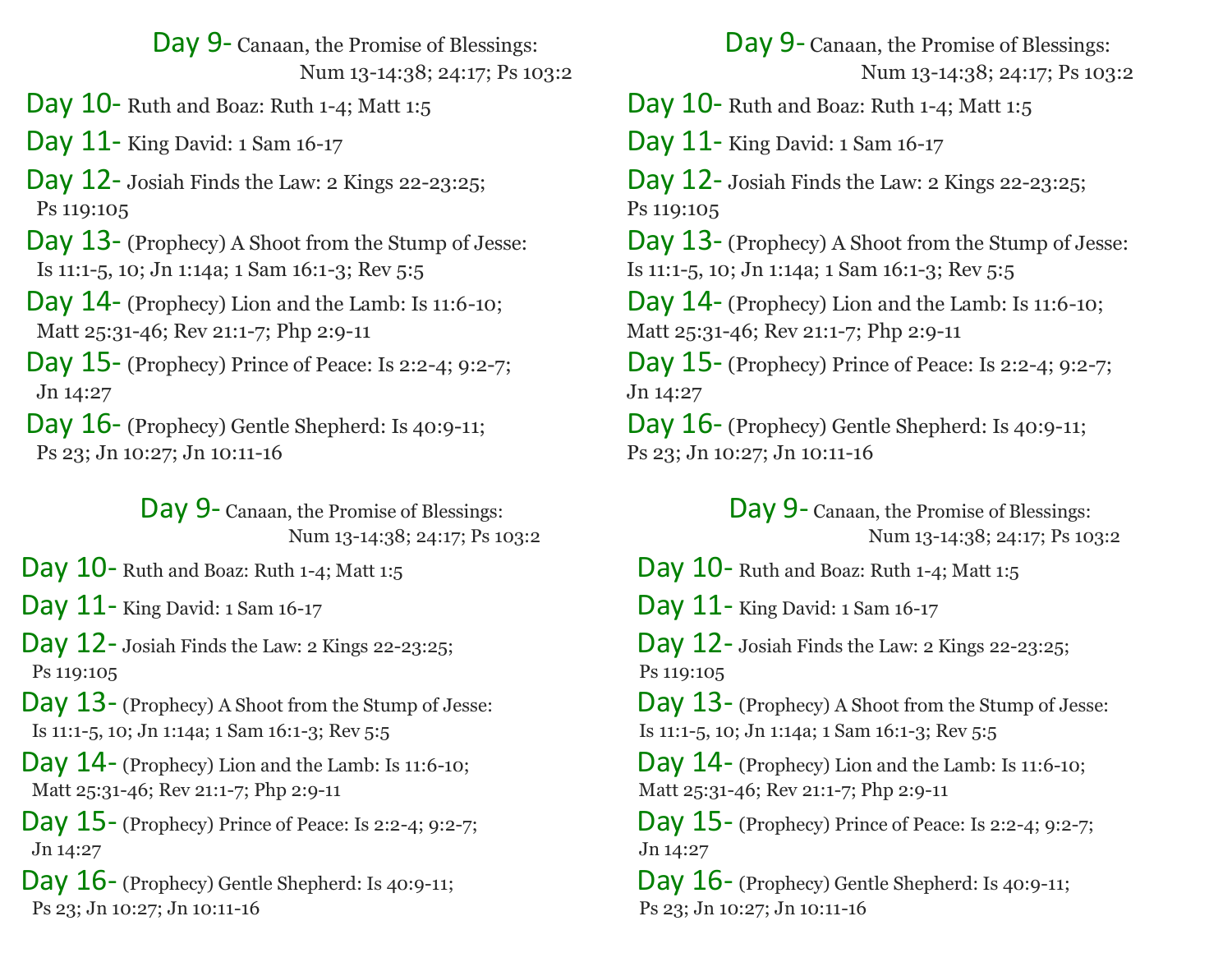**Day 9-** Canaan, the Promise of Blessings: Num 13-14:38; 24:17; Ps 103:2

**Day 10-** Ruth and Boaz: Ruth 1-4; Matt 1:5

**Day 11-** King David: 1 Sam 16-17

**Day 12-** Josiah Finds the Law: 2 Kings 22-23:25; Ps 119:105

**Day 13-** (Prophecy) A Shoot from the Stump of Jesse: Is 11:1-5, 10; Jn 1:14a; 1 Sam 16:1-3; Rev 5:5

**Day 14-** (Prophecy) Lion and the Lamb: Is 11:6-10; Matt 25:31-46; Rev 21:1-7; Php 2:9-11

**Day 15-** (Prophecy) Prince of Peace: Is 2:2-4; 9:2-7; Jn 14:27

**Day 16-** (Prophecy) Gentle Shepherd: Is 40:9-11; Ps 23; Jn 10:27; Jn 10:11-16

**Day 9-** Canaan, the Promise of Blessings: Num 13-14:38; 24:17; Ps 103:2

**Day 10-** Ruth and Boaz: Ruth 1-4; Matt 1:5

**Day 11-** King David: 1 Sam 16-17

**Day 12-** Josiah Finds the Law: 2 Kings 22-23:25; Ps 119:105

**Day 13-** (Prophecy) A Shoot from the Stump of Jesse: Is 11:1-5, 10; Jn 1:14a; 1 Sam 16:1-3; Rev 5:5

**Day 14-** (Prophecy) Lion and the Lamb: Is 11:6-10; Matt 25:31-46; Rev 21:1-7; Php 2:9-11

**Day 15-** (Prophecy) Prince of Peace: Is 2:2-4; 9:2-7; Jn 14:27

**Day 16-** (Prophecy) Gentle Shepherd: Is 40:9-11; Ps 23; Jn 10:27; Jn 10:11-16

**Day 9-** Canaan, the Promise of Blessings: Num 13-14:38; 24:17; Ps 103:2

**Day 10-** Ruth and Boaz: Ruth 1-4; Matt 1:5

**Day 11-** King David: 1 Sam 16-17

**Day 12-** Josiah Finds the Law: 2 Kings 22-23:25; Ps 119:105

**Day 13-** (Prophecy) A Shoot from the Stump of Jesse: Is 11:1-5, 10; Jn 1:14a; 1 Sam 16:1-3; Rev 5:5

**Day 14-** (Prophecy) Lion and the Lamb: Is 11:6-10; Matt 25:31-46; Rev 21:1-7; Php 2:9-11

**Day 15-** (Prophecy) Prince of Peace: Is 2:2-4; 9:2-7; Jn 14:27

**Day 16-** (Prophecy) Gentle Shepherd: Is 40:9-11; Ps 23; Jn 10:27; Jn 10:11-16

**Day 9-** Canaan, the Promise of Blessings: Num 13-14:38; 24:17; Ps 103:2

**Day 10-** Ruth and Boaz: Ruth 1-4; Matt 1:5

**Day 11-** King David: 1 Sam 16-17

**Day 12-** Josiah Finds the Law: 2 Kings 22-23:25; Ps 119:105

**Day 13-** (Prophecy) A Shoot from the Stump of Jesse: Is 11:1-5, 10; Jn 1:14a; 1 Sam 16:1-3; Rev 5:5

**Day 14-** (Prophecy) Lion and the Lamb: Is 11:6-10; Matt 25:31-46; Rev 21:1-7; Php 2:9-11

**Day 15-** (Prophecy) Prince of Peace: Is 2:2-4; 9:2-7; Jn 14:27

**Day 16-** (Prophecy) Gentle Shepherd: Is 40:9-11; Ps 23; Jn 10:27; Jn 10:11-16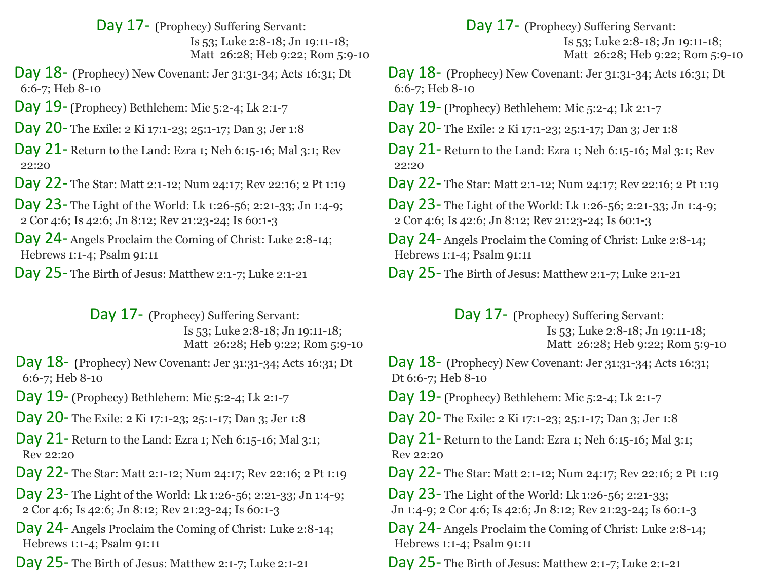**Day 17-** (Prophecy) Suffering Servant: Is 53; Luke 2:8-18; Jn 19:11-18; Matt 26:28; Heb 9:22; Rom 5:9-10

**Day 18-** (Prophecy) New Covenant: Jer 31:31-34; Acts 16:31; Dt 6:6-7; Heb 8-10

**Day 19-** (Prophecy) Bethlehem: Mic 5:2-4; Lk 2:1-7

**Day 20-** The Exile: 2 Ki 17:1-23; 25:1-17; Dan 3; Jer 1:8

**Day 21-** Return to the Land: Ezra 1; Neh 6:15-16; Mal 3:1; Rev 22:20

**Day 22-** The Star: Matt 2:1-12; Num 24:17; Rev 22:16; 2 Pt 1:19

**Day 23-** The Light of the World: Lk 1:26-56; 2:21-33; Jn 1:4-9; 2 Cor 4:6; Is 42:6; Jn 8:12; Rev 21:23-24; Is 60:1-3

**Day 24-** Angels Proclaim the Coming of Christ: Luke 2:8-14; Hebrews 1:1-4; Psalm 91:11

**Day 25-** The Birth of Jesus: Matthew 2:1-7; Luke 2:1-21

**Day 17-** (Prophecy) Suffering Servant: Is 53; Luke 2:8-18; Jn 19:11-18; Matt 26:28; Heb 9:22; Rom 5:9-10

**Day 18-** (Prophecy) New Covenant: Jer 31:31-34; Acts 16:31; Dt 6:6-7; Heb 8-10

**Day 19-** (Prophecy) Bethlehem: Mic 5:2-4; Lk 2:1-7

**Day 20-** The Exile: 2 Ki 17:1-23; 25:1-17; Dan 3; Jer 1:8

**Day 21-** Return to the Land: Ezra 1; Neh 6:15-16; Mal 3:1; Rev 22:20

**Day 22-** The Star: Matt 2:1-12; Num 24:17; Rev 22:16; 2 Pt 1:19

**Day 23-** The Light of the World: Lk 1:26-56; 2:21-33; Jn 1:4-9; 2 Cor 4:6; Is 42:6; Jn 8:12; Rev 21:23-24; Is 60:1-3

**Day 24-** Angels Proclaim the Coming of Christ: Luke 2:8-14; Hebrews 1:1-4; Psalm 91:11

**Day 25-** The Birth of Jesus: Matthew 2:1-7; Luke 2:1-21

**Day 17-** (Prophecy) Suffering Servant: Is 53; Luke 2:8-18; Jn 19:11-18; Matt 26:28; Heb 9:22; Rom 5:9-10

**Day 18-** (Prophecy) New Covenant: Jer 31:31-34; Acts 16:31; Dt 6:6-7; Heb 8-10

**Day 19-** (Prophecy) Bethlehem: Mic 5:2-4; Lk 2:1-7

**Day 20-** The Exile: 2 Ki 17:1-23; 25:1-17; Dan 3; Jer 1:8

**Day 21-** Return to the Land: Ezra 1; Neh 6:15-16; Mal 3:1; Rev 22:20

**Day 22-** The Star: Matt 2:1-12; Num 24:17; Rev 22:16; 2 Pt 1:19

**Day 23-** The Light of the World: Lk 1:26-56; 2:21-33; Jn 1:4-9; 2 Cor 4:6; Is 42:6; Jn 8:12; Rev 21:23-24; Is 60:1-3

**Day 24-** Angels Proclaim the Coming of Christ: Luke 2:8-14; Hebrews 1:1-4; Psalm 91:11

**Day 25-** The Birth of Jesus: Matthew 2:1-7; Luke 2:1-21

**Day 17-** (Prophecy) Suffering Servant: Is 53; Luke 2:8-18; Jn 19:11-18; Matt 26:28; Heb 9:22; Rom 5:9-10

**Day 18-** (Prophecy) New Covenant: Jer 31:31-34; Acts 16:31; Dt 6:6-7; Heb 8-10

**Day 19-** (Prophecy) Bethlehem: Mic 5:2-4; Lk 2:1-7

**Day 20-** The Exile: 2 Ki 17:1-23; 25:1-17; Dan 3; Jer 1:8

**Day 21-** Return to the Land: Ezra 1; Neh 6:15-16; Mal 3:1; Rev 22:20

**Day 22-** The Star: Matt 2:1-12; Num 24:17; Rev 22:16; 2 Pt 1:19

**Day 23-** The Light of the World: Lk 1:26-56; 2:21-33; Jn 1:4-9; 2 Cor 4:6; Is 42:6; Jn 8:12; Rev 21:23-24; Is 60:1-3

**Day 24-** Angels Proclaim the Coming of Christ: Luke 2:8-14; Hebrews 1:1-4; Psalm 91:11

**Day 25-** The Birth of Jesus: Matthew 2:1-7; Luke 2:1-21